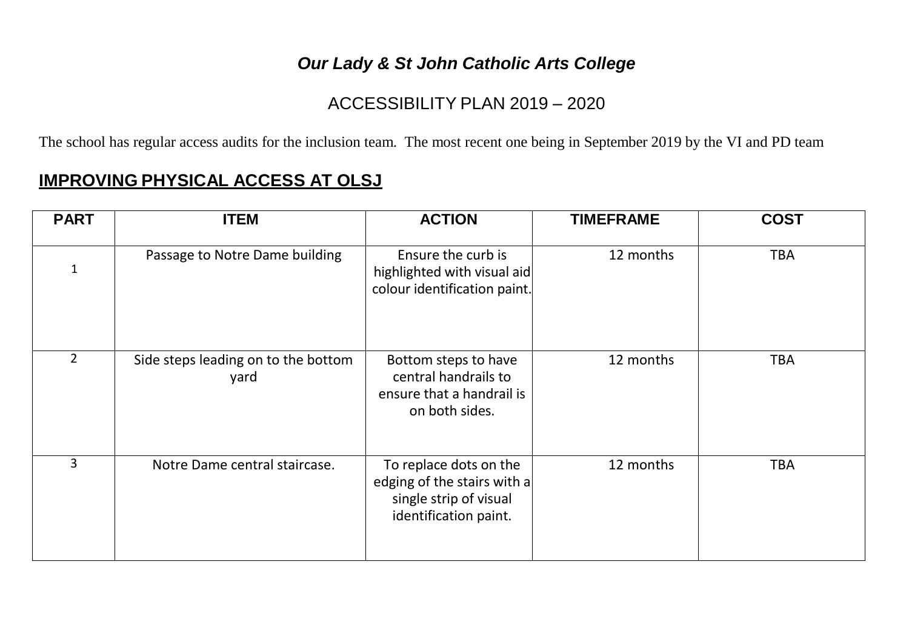# *Our Lady & St John Catholic Arts College*

## ACCESSIBILITY PLAN 2019 – 2020

The school has regular access audits for the inclusion team. The most recent one being in September 2019 by the VI and PD team

## **IMPROVING PHYSICAL ACCESS AT OLSJ**

| PART | ITEM | ACTION | TIMEFRAME | COST |
|---|---|---|---|---|
| 1 | Passage to Notre Dame building | Ensure the curb is highlighted with visual aid colour identification paint. | 12 months | TBA |
| 2 | Side steps leading on to the bottom yard | Bottom steps to have central handrails to ensure that a handrail is on both sides. | 12 months | TBA |
| 3 | Notre Dame central staircase. | To replace dots on the edging of the stairs with a single strip of visual identification paint. | 12 months | TBA |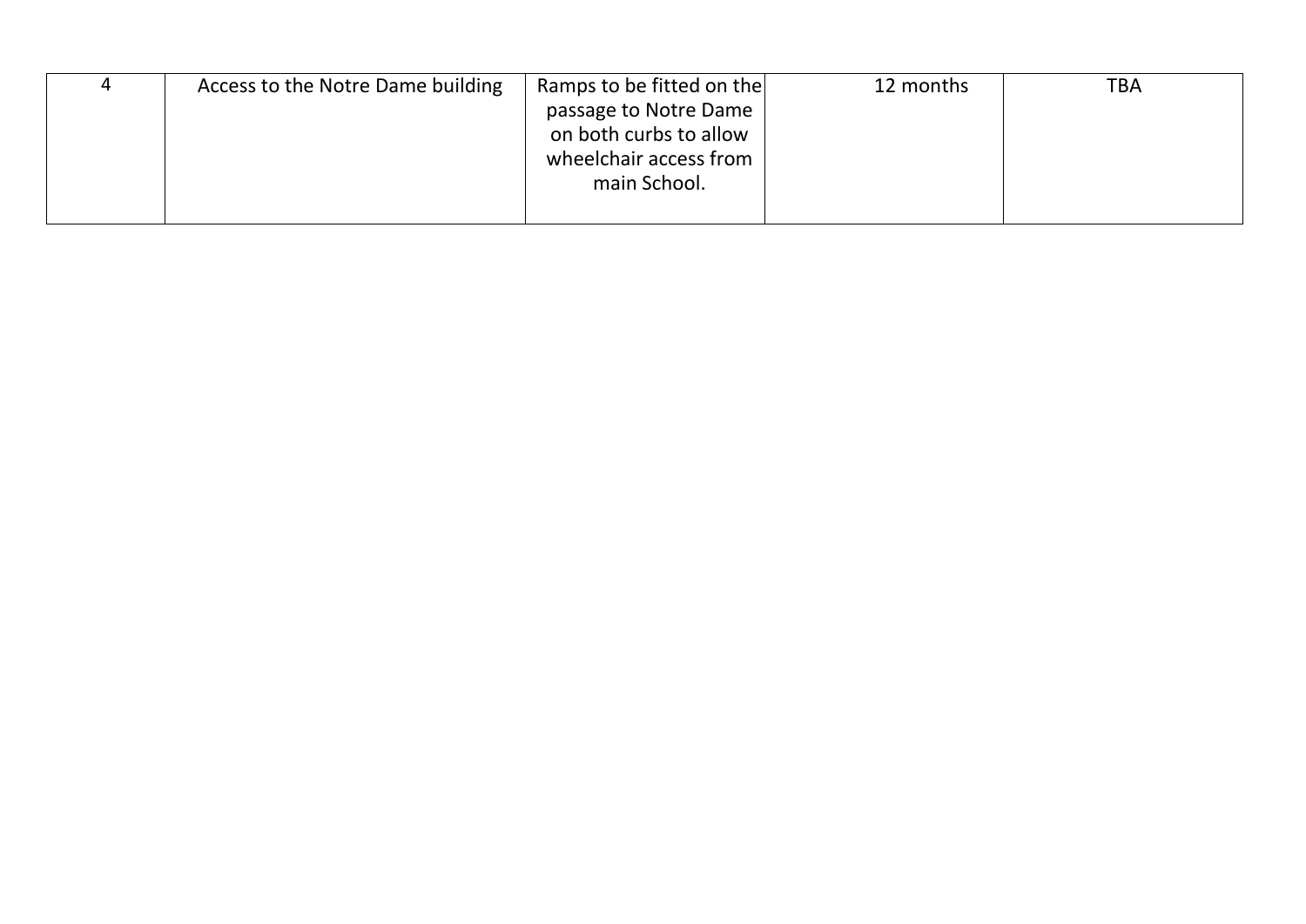| | | | | |
|---|---|---|---|---|
| 4 | Access to the Notre Dame building | Ramps to be fitted on the passage to Notre Dame on both curbs to allow wheelchair access from main School. | 12 months | TBA |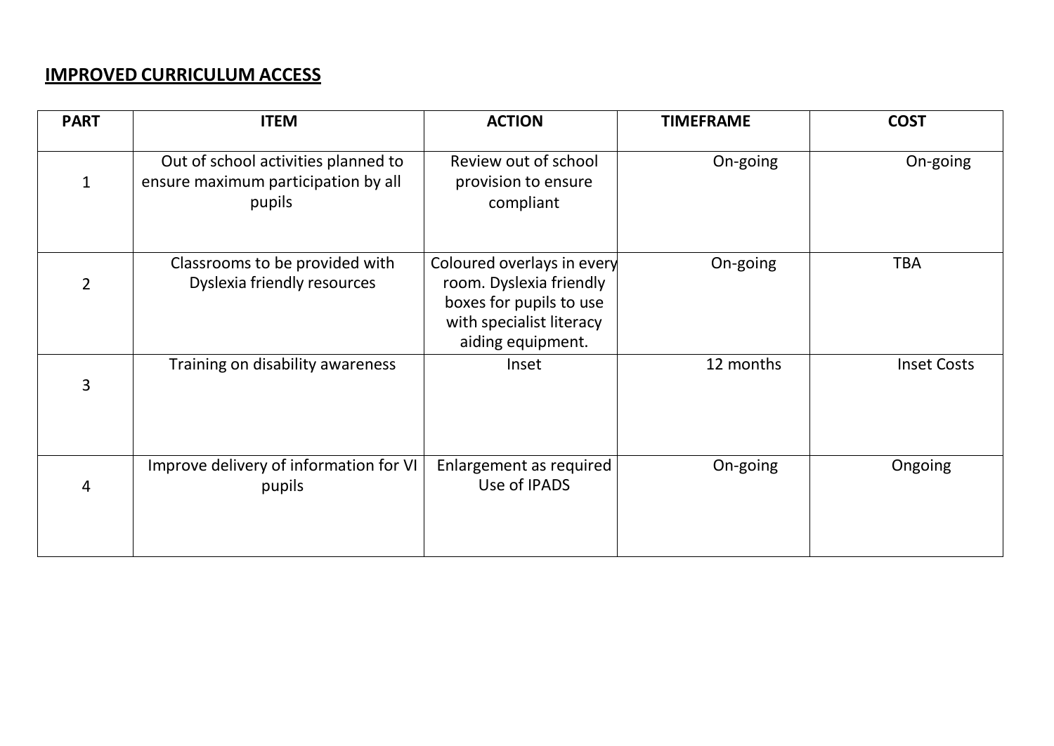## IMPROVED CURRICULUM ACCESS

| PART | ITEM | ACTION | TIMEFRAME | COST |
|---|---|---|---|---|
| 1 | Out of school activities planned to ensure maximum participation by all pupils | Review out of school provision to ensure compliant | On-going | On-going |
| 2 | Classrooms to be provided with Dyslexia friendly resources | Coloured overlays in every room. Dyslexia friendly boxes for pupils to use with specialist literacy aiding equipment. | On-going | TBA |
| 3 | Training on disability awareness | Inset | 12 months | Inset Costs |
| 4 | Improve delivery of information for VI pupils | Enlargement as required Use of IPADS | On-going | Ongoing |